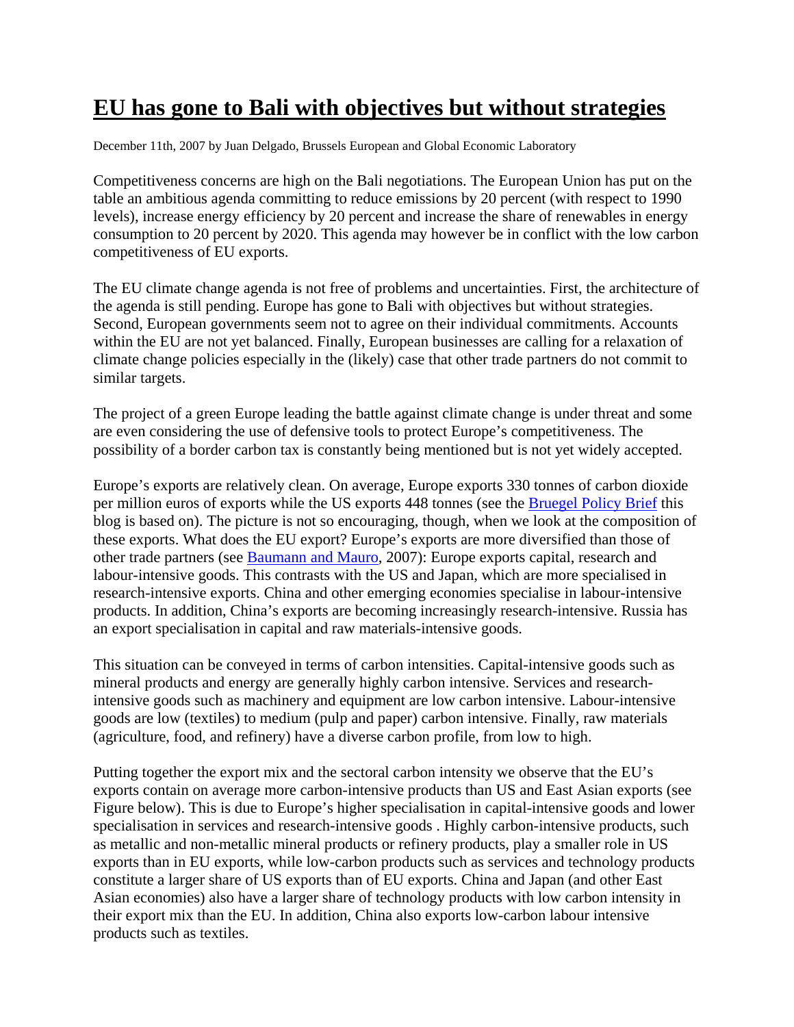# [EU has gone to Bali with objectives but without strategies]

December 11th, 2007 by Juan Delgado, Brussels European and Global Economic Laboratory

Competitiveness concerns are high on the Bali negotiations. The European Union has put on the table an ambitious agenda committing to reduce emissions by 20 percent (with respect to 1990 levels), increase energy efficiency by 20 percent and increase the share of renewables in energy consumption to 20 percent by 2020. This agenda may however be in conflict with the low carbon competitiveness of EU exports.

The EU climate change agenda is not free of problems and uncertainties. First, the architecture of the agenda is still pending. Europe has gone to Bali with objectives but without strategies. Second, European governments seem not to agree on their individual commitments. Accounts within the EU are not yet balanced. Finally, European businesses are calling for a relaxation of climate change policies especially in the (likely) case that other trade partners do not commit to similar targets.

The project of a green Europe leading the battle against climate change is under threat and some are even considering the use of defensive tools to protect Europe's competitiveness. The possibility of a border carbon tax is constantly being mentioned but is not yet widely accepted.

Europe's exports are relatively clean. On average, Europe exports 330 tonnes of carbon dioxide per million euros of exports while the US exports 448 tonnes (see the [Bruegel Policy Brief] this blog is based on). The picture is not so encouraging, though, when we look at the composition of these exports. What does the EU export? Europe's exports are more diversified than those of other trade partners (see [Baumann and Mauro], 2007): Europe exports capital, research and labour-intensive goods. This contrasts with the US and Japan, which are more specialised in research-intensive exports. China and other emerging economies specialise in labour-intensive products. In addition, China's exports are becoming increasingly research-intensive. Russia has an export specialisation in capital and raw materials-intensive goods.

This situation can be conveyed in terms of carbon intensities. Capital-intensive goods such as mineral products and energy are generally highly carbon intensive. Services and research-intensive goods such as machinery and equipment are low carbon intensive. Labour-intensive goods are low (textiles) to medium (pulp and paper) carbon intensive. Finally, raw materials (agriculture, food, and refinery) have a diverse carbon profile, from low to high.

Putting together the export mix and the sectoral carbon intensity we observe that the EU's exports contain on average more carbon-intensive products than US and East Asian exports (see Figure below). This is due to Europe's higher specialisation in capital-intensive goods and lower specialisation in services and research-intensive goods . Highly carbon-intensive products, such as metallic and non-metallic mineral products or refinery products, play a smaller role in US exports than in EU exports, while low-carbon products such as services and technology products constitute a larger share of US exports than of EU exports. China and Japan (and other East Asian economies) also have a larger share of technology products with low carbon intensity in their export mix than the EU. In addition, China also exports low-carbon labour intensive products such as textiles.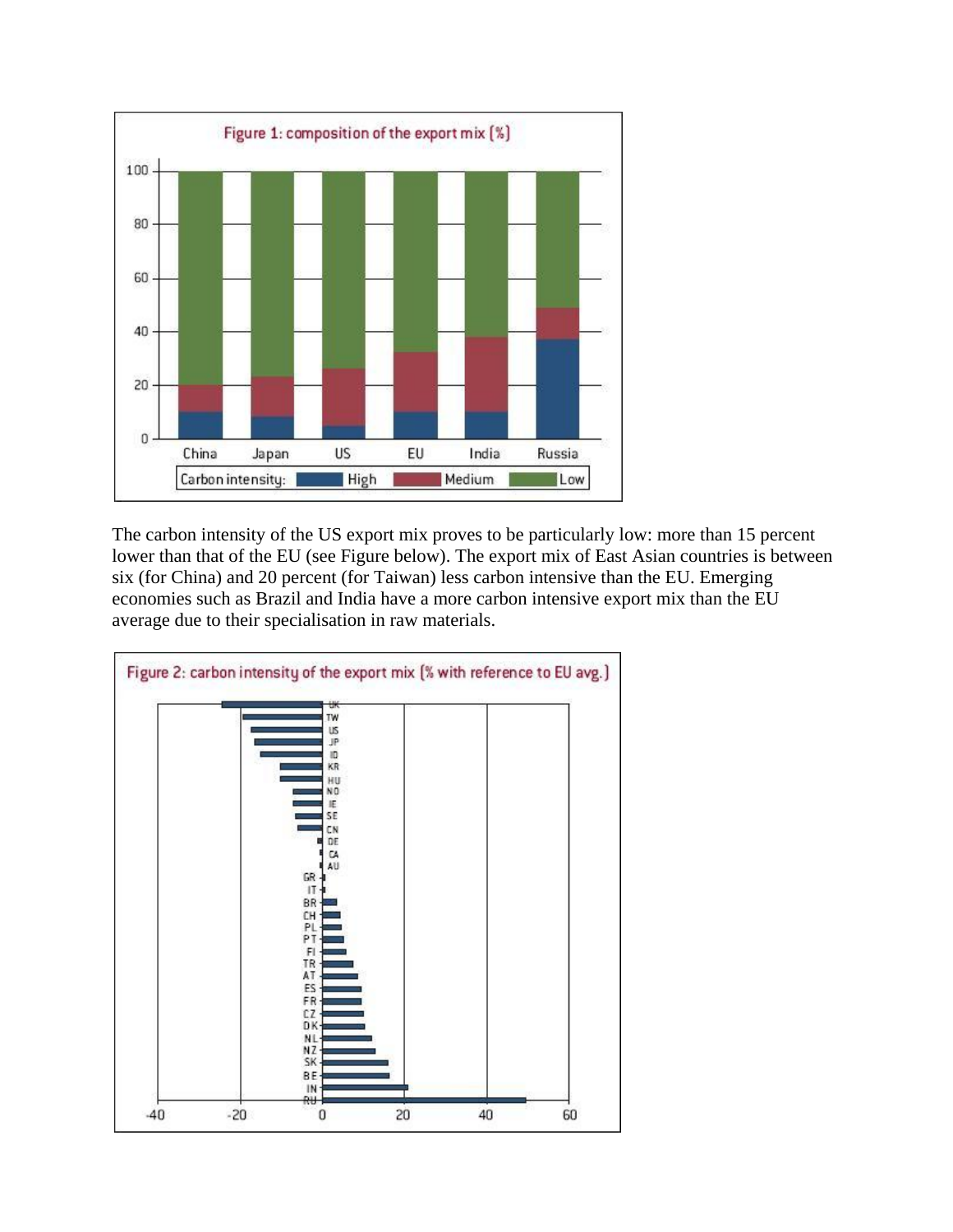Figure 1: composition of the export mix (%)

The carbon intensity of the US export mix proves to be particularly low: more than 15 percent lower than that of the EU (see Figure below). The export mix of East Asian countries is between six (for China) and 20 percent (for Taiwan) less carbon intensive than the EU. Emerging economies such as Brazil and India have a more carbon intensive export mix than the EU average due to their specialisation in raw materials.

Figure 2: carbon intensity of the export mix (% with reference to EU avg.)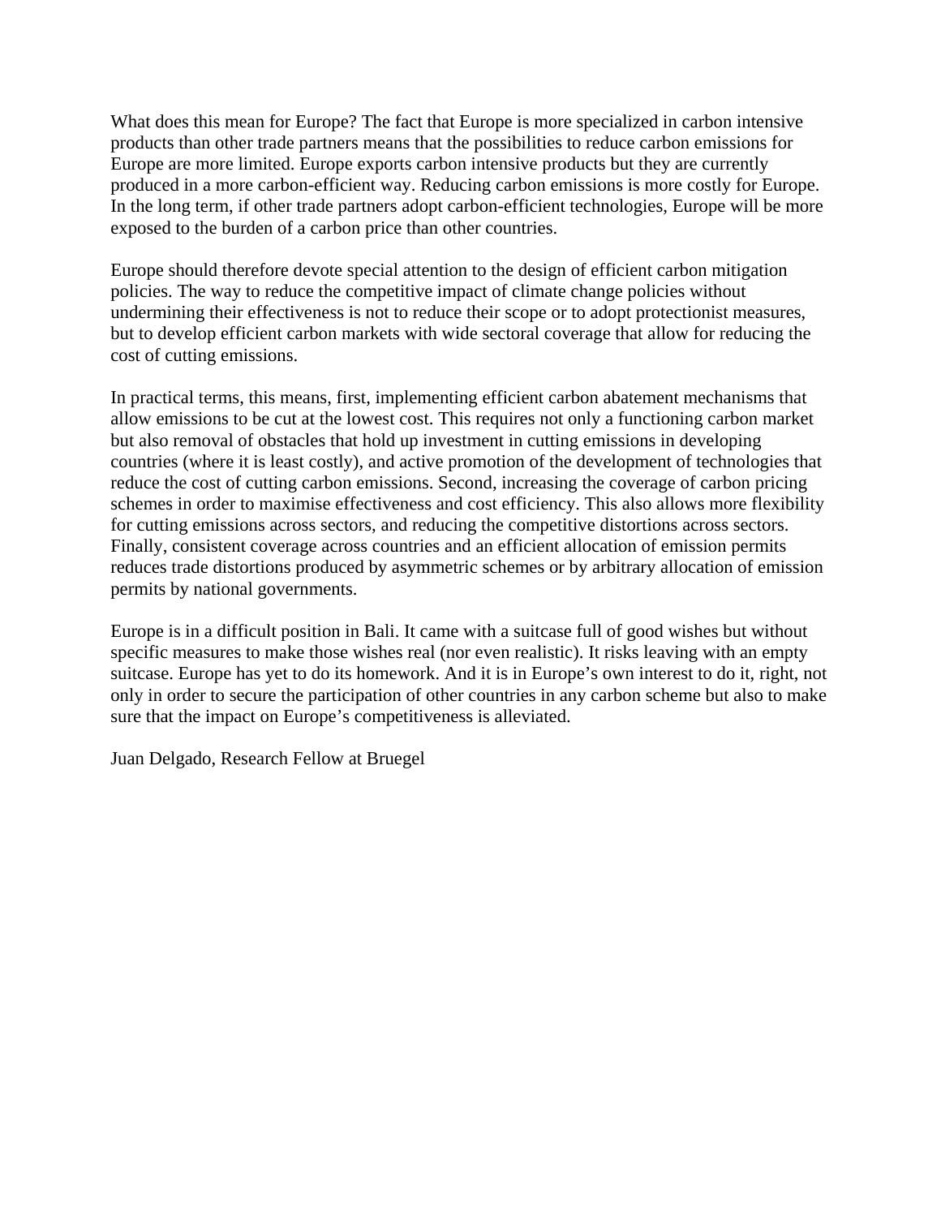What does this mean for Europe? The fact that Europe is more specialized in carbon intensive products than other trade partners means that the possibilities to reduce carbon emissions for Europe are more limited. Europe exports carbon intensive products but they are currently produced in a more carbon-efficient way. Reducing carbon emissions is more costly for Europe. In the long term, if other trade partners adopt carbon-efficient technologies, Europe will be more exposed to the burden of a carbon price than other countries.

Europe should therefore devote special attention to the design of efficient carbon mitigation policies. The way to reduce the competitive impact of climate change policies without undermining their effectiveness is not to reduce their scope or to adopt protectionist measures, but to develop efficient carbon markets with wide sectoral coverage that allow for reducing the cost of cutting emissions.

In practical terms, this means, first, implementing efficient carbon abatement mechanisms that allow emissions to be cut at the lowest cost. This requires not only a functioning carbon market but also removal of obstacles that hold up investment in cutting emissions in developing countries (where it is least costly), and active promotion of the development of technologies that reduce the cost of cutting carbon emissions. Second, increasing the coverage of carbon pricing schemes in order to maximise effectiveness and cost efficiency. This also allows more flexibility for cutting emissions across sectors, and reducing the competitive distortions across sectors. Finally, consistent coverage across countries and an efficient allocation of emission permits reduces trade distortions produced by asymmetric schemes or by arbitrary allocation of emission permits by national governments.

Europe is in a difficult position in Bali. It came with a suitcase full of good wishes but without specific measures to make those wishes real (nor even realistic). It risks leaving with an empty suitcase. Europe has yet to do its homework. And it is in Europe's own interest to do it, right, not only in order to secure the participation of other countries in any carbon scheme but also to make sure that the impact on Europe's competitiveness is alleviated.

Juan Delgado, Research Fellow at Bruegel